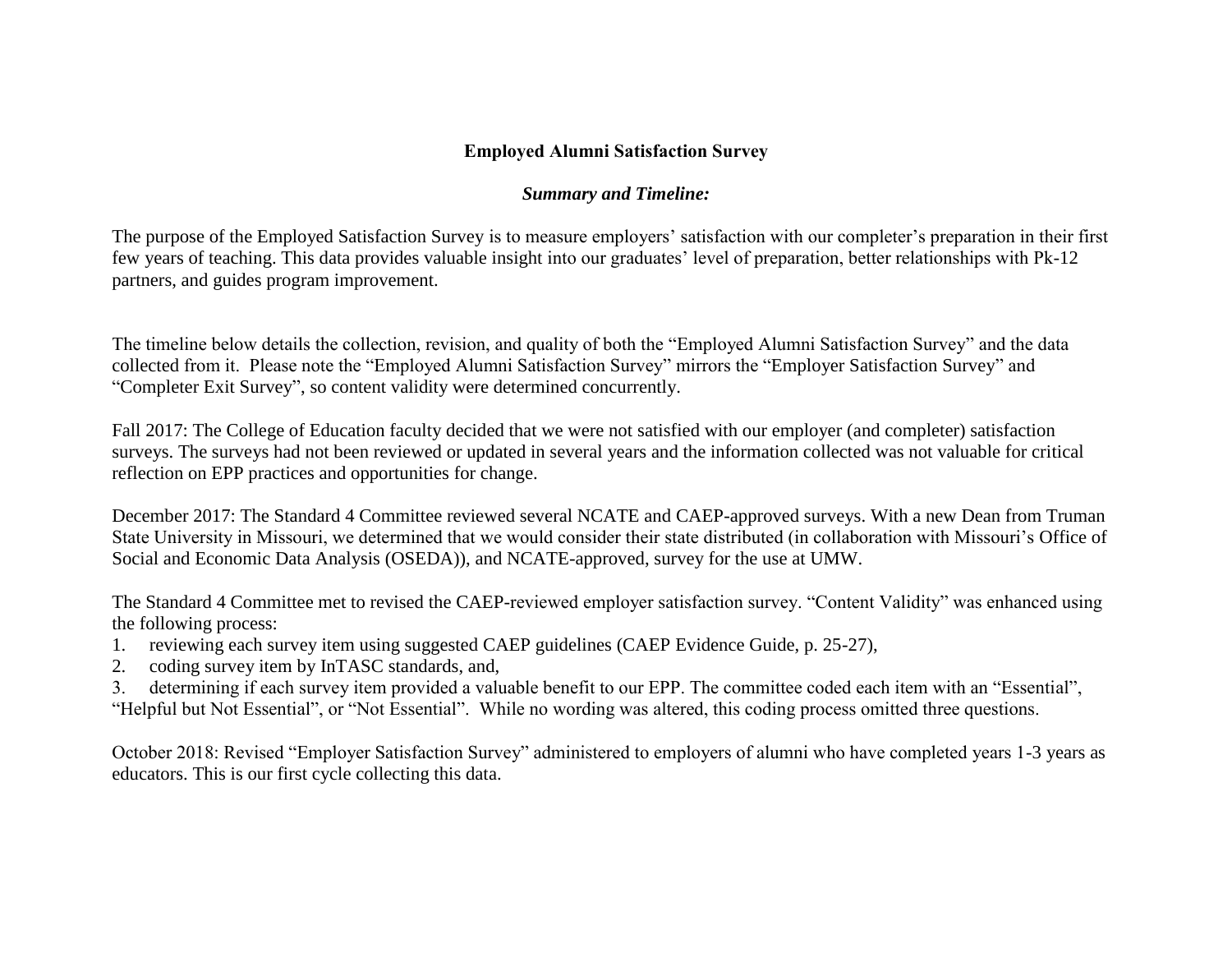# Employed Alumni Satisfaction Survey

## *Summary and Timeline:*

The purpose of the Employed Satisfaction Survey is to measure employers' satisfaction with our completer's preparation in their first few years of teaching. This data provides valuable insight into our graduates' level of preparation, better relationships with Pk-12 partners, and guides program improvement.

The timeline below details the collection, revision, and quality of both the "Employed Alumni Satisfaction Survey" and the data collected from it. Please note the "Employed Alumni Satisfaction Survey" mirrors the "Employer Satisfaction Survey" and "Completer Exit Survey", so content validity were determined concurrently.

Fall 2017: The College of Education faculty decided that we were not satisfied with our employer (and completer) satisfaction surveys. The surveys had not been reviewed or updated in several years and the information collected was not valuable for critical reflection on EPP practices and opportunities for change.

December 2017: The Standard 4 Committee reviewed several NCATE and CAEP-approved surveys. With a new Dean from Truman State University in Missouri, we determined that we would consider their state distributed (in collaboration with Missouri's Office of Social and Economic Data Analysis (OSEDA)), and NCATE-approved, survey for the use at UMW.

The Standard 4 Committee met to revised the CAEP-reviewed employer satisfaction survey. "Content Validity" was enhanced using the following process:

1. reviewing each survey item using suggested CAEP guidelines (CAEP Evidence Guide, p. 25-27),
2. coding survey item by InTASC standards, and,
3. determining if each survey item provided a valuable benefit to our EPP. The committee coded each item with an "Essential", "Helpful but Not Essential", or "Not Essential". While no wording was altered, this coding process omitted three questions.

October 2018: Revised "Employer Satisfaction Survey" administered to employers of alumni who have completed years 1-3 years as educators. This is our first cycle collecting this data.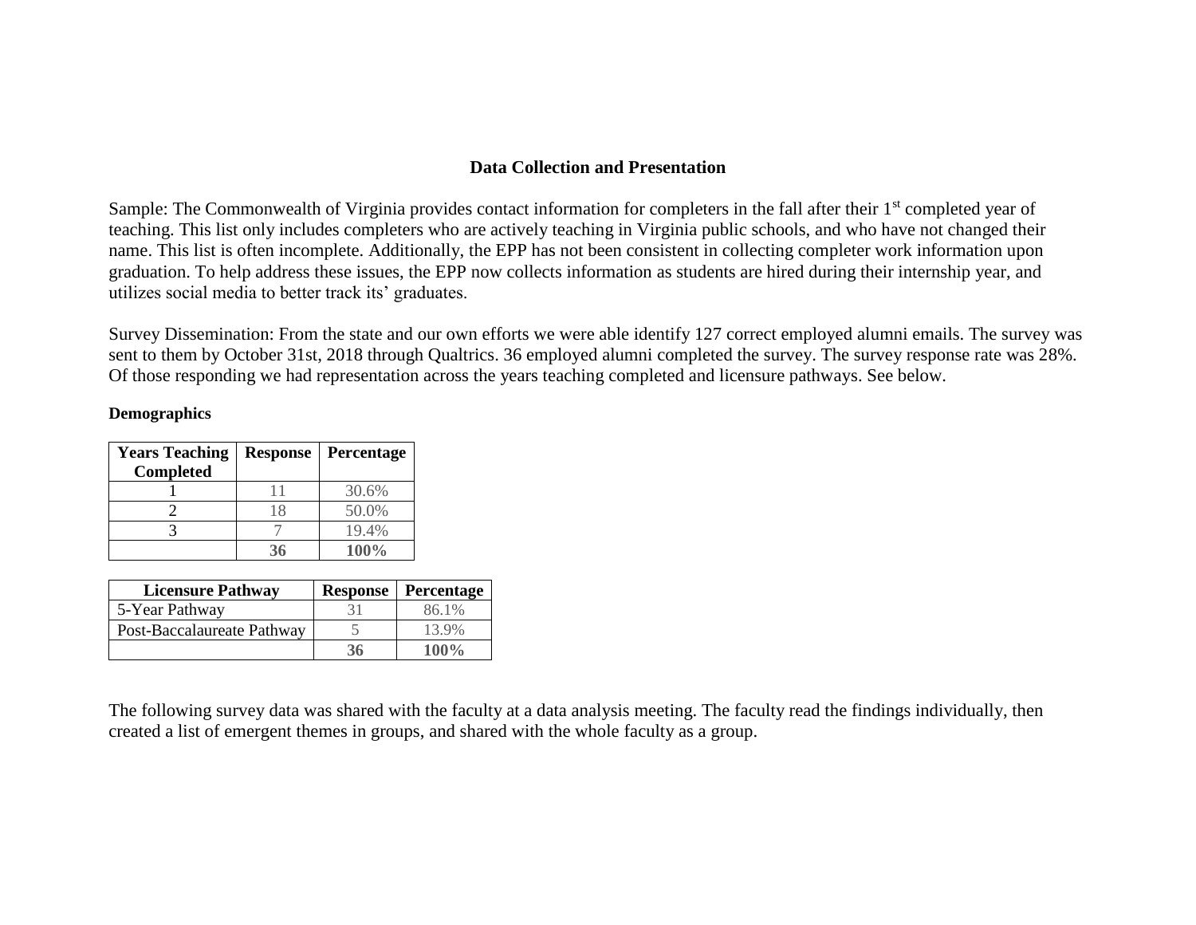## Data Collection and Presentation

Sample: The Commonwealth of Virginia provides contact information for completers in the fall after their 1st completed year of teaching. This list only includes completers who are actively teaching in Virginia public schools, and who have not changed their name. This list is often incomplete. Additionally, the EPP has not been consistent in collecting completer work information upon graduation. To help address these issues, the EPP now collects information as students are hired during their internship year, and utilizes social media to better track its' graduates.

Survey Dissemination: From the state and our own efforts we were able identify 127 correct employed alumni emails. The survey was sent to them by October 31st, 2018 through Qualtrics. 36 employed alumni completed the survey. The survey response rate was 28%. Of those responding we had representation across the years teaching completed and licensure pathways. See below.

**Demographics**

| Years Teaching Completed | Response | Percentage |
|---|---|---|
| 1 | 11 | 30.6% |
| 2 | 18 | 50.0% |
| 3 | 7 | 19.4% |
| | **36** | **100%** |

| Licensure Pathway | Response | Percentage |
|---|---|---|
| 5-Year Pathway | 31 | 86.1% |
| Post-Baccalaureate Pathway | 5 | 13.9% |
| | **36** | **100%** |

The following survey data was shared with the faculty at a data analysis meeting. The faculty read the findings individually, then created a list of emergent themes in groups, and shared with the whole faculty as a group.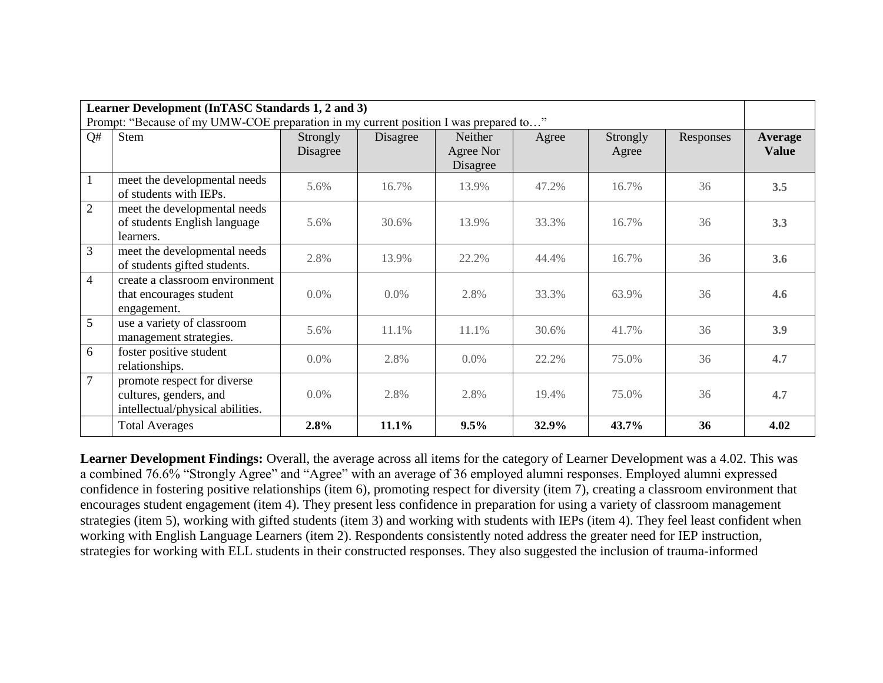| **Learner Development (InTASC Standards 1, 2 and 3)** Prompt: "Because of my UMW-COE preparation in my current position I was prepared to…" | | | | | | | | |
|---|---|---|---|---|---|---|---|---|
| Q# | Stem | Strongly Disagree | Disagree | Neither Agree Nor Disagree | Agree | Strongly Agree | Responses | **Average Value** |
| 1 | meet the developmental needs of students with IEPs. | 5.6% | 16.7% | 13.9% | 47.2% | 16.7% | 36 | **3.5** |
| 2 | meet the developmental needs of students English language learners. | 5.6% | 30.6% | 13.9% | 33.3% | 16.7% | 36 | **3.3** |
| 3 | meet the developmental needs of students gifted students. | 2.8% | 13.9% | 22.2% | 44.4% | 16.7% | 36 | **3.6** |
| 4 | create a classroom environment that encourages student engagement. | 0.0% | 0.0% | 2.8% | 33.3% | 63.9% | 36 | **4.6** |
| 5 | use a variety of classroom management strategies. | 5.6% | 11.1% | 11.1% | 30.6% | 41.7% | 36 | **3.9** |
| 6 | foster positive student relationships. | 0.0% | 2.8% | 0.0% | 22.2% | 75.0% | 36 | **4.7** |
| 7 | promote respect for diverse cultures, genders, and intellectual/physical abilities. | 0.0% | 2.8% | 2.8% | 19.4% | 75.0% | 36 | **4.7** |
| | Total Averages | **2.8%** | **11.1%** | **9.5%** | **32.9%** | **43.7%** | **36** | **4.02** |

**Learner Development Findings:** Overall, the average across all items for the category of Learner Development was a 4.02. This was a combined 76.6% "Strongly Agree" and "Agree" with an average of 36 employed alumni responses. Employed alumni expressed confidence in fostering positive relationships (item 6), promoting respect for diversity (item 7), creating a classroom environment that encourages student engagement (item 4). They present less confidence in preparation for using a variety of classroom management strategies (item 5), working with gifted students (item 3) and working with students with IEPs (item 4). They feel least confident when working with English Language Learners (item 2). Respondents consistently noted address the greater need for IEP instruction, strategies for working with ELL students in their constructed responses. They also suggested the inclusion of trauma-informed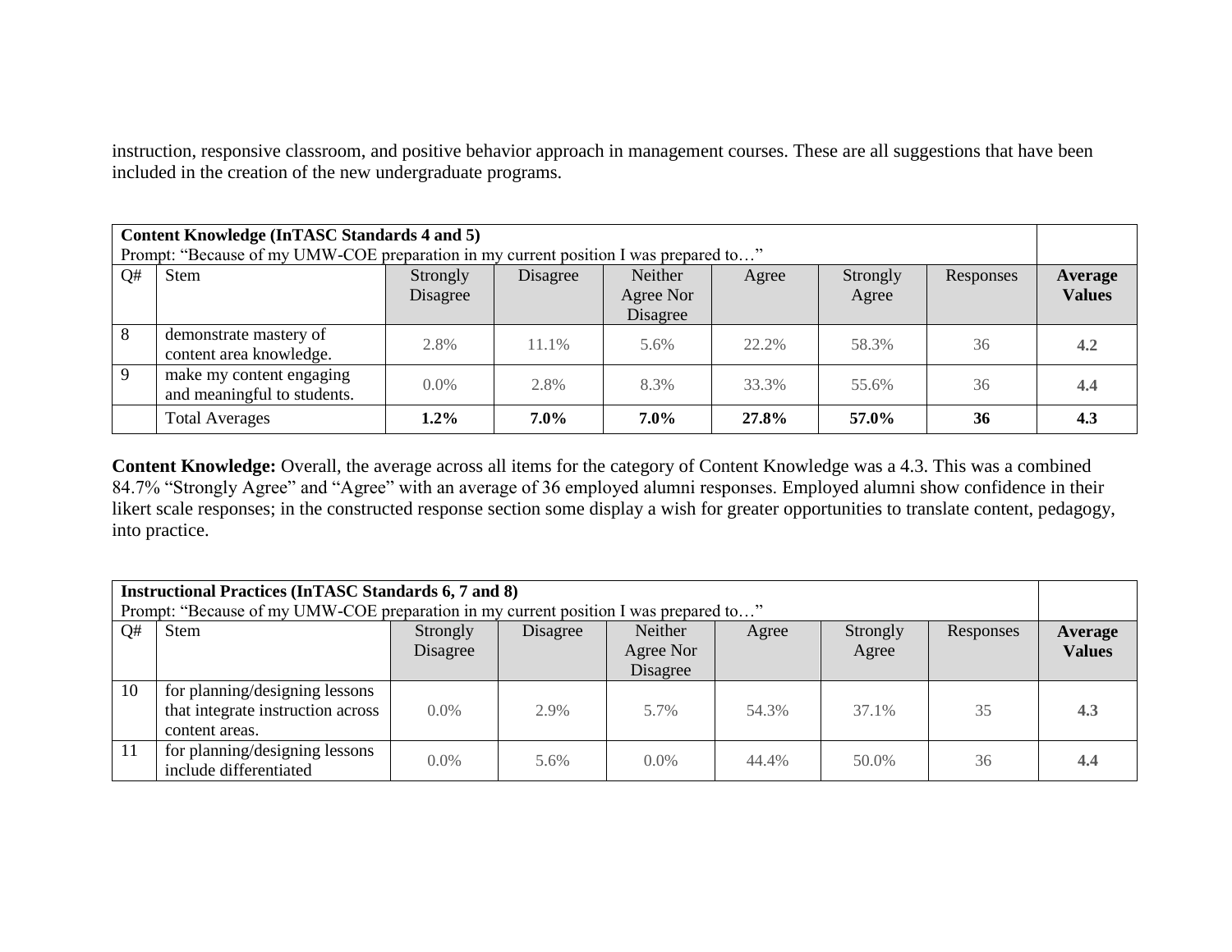instruction, responsive classroom, and positive behavior approach in management courses. These are all suggestions that have been included in the creation of the new undergraduate programs.

| **Content Knowledge (InTASC Standards 4 and 5)** Prompt: "Because of my UMW-COE preparation in my current position I was prepared to…" | | | | | | | | |
|---|---|---|---|---|---|---|---|---|
| Q# | Stem | Strongly Disagree | Disagree | Neither Agree Nor Disagree | Agree | Strongly Agree | Responses | **Average Values** |
| 8 | demonstrate mastery of content area knowledge. | 2.8% | 11.1% | 5.6% | 22.2% | 58.3% | 36 | **4.2** |
| 9 | make my content engaging and meaningful to students. | 0.0% | 2.8% | 8.3% | 33.3% | 55.6% | 36 | **4.4** |
| | Total Averages | **1.2%** | **7.0%** | **7.0%** | **27.8%** | **57.0%** | **36** | **4.3** |

**Content Knowledge:** Overall, the average across all items for the category of Content Knowledge was a 4.3. This was a combined 84.7% "Strongly Agree" and "Agree" with an average of 36 employed alumni responses. Employed alumni show confidence in their likert scale responses; in the constructed response section some display a wish for greater opportunities to translate content, pedagogy, into practice.

| **Instructional Practices (InTASC Standards 6, 7 and 8)** Prompt: "Because of my UMW-COE preparation in my current position I was prepared to…" | | | | | | | | |
|---|---|---|---|---|---|---|---|---|
| Q# | Stem | Strongly Disagree | Disagree | Neither Agree Nor Disagree | Agree | Strongly Agree | Responses | **Average Values** |
| 10 | for planning/designing lessons that integrate instruction across content areas. | 0.0% | 2.9% | 5.7% | 54.3% | 37.1% | 35 | **4.3** |
| 11 | for planning/designing lessons include differentiated | 0.0% | 5.6% | 0.0% | 44.4% | 50.0% | 36 | **4.4** |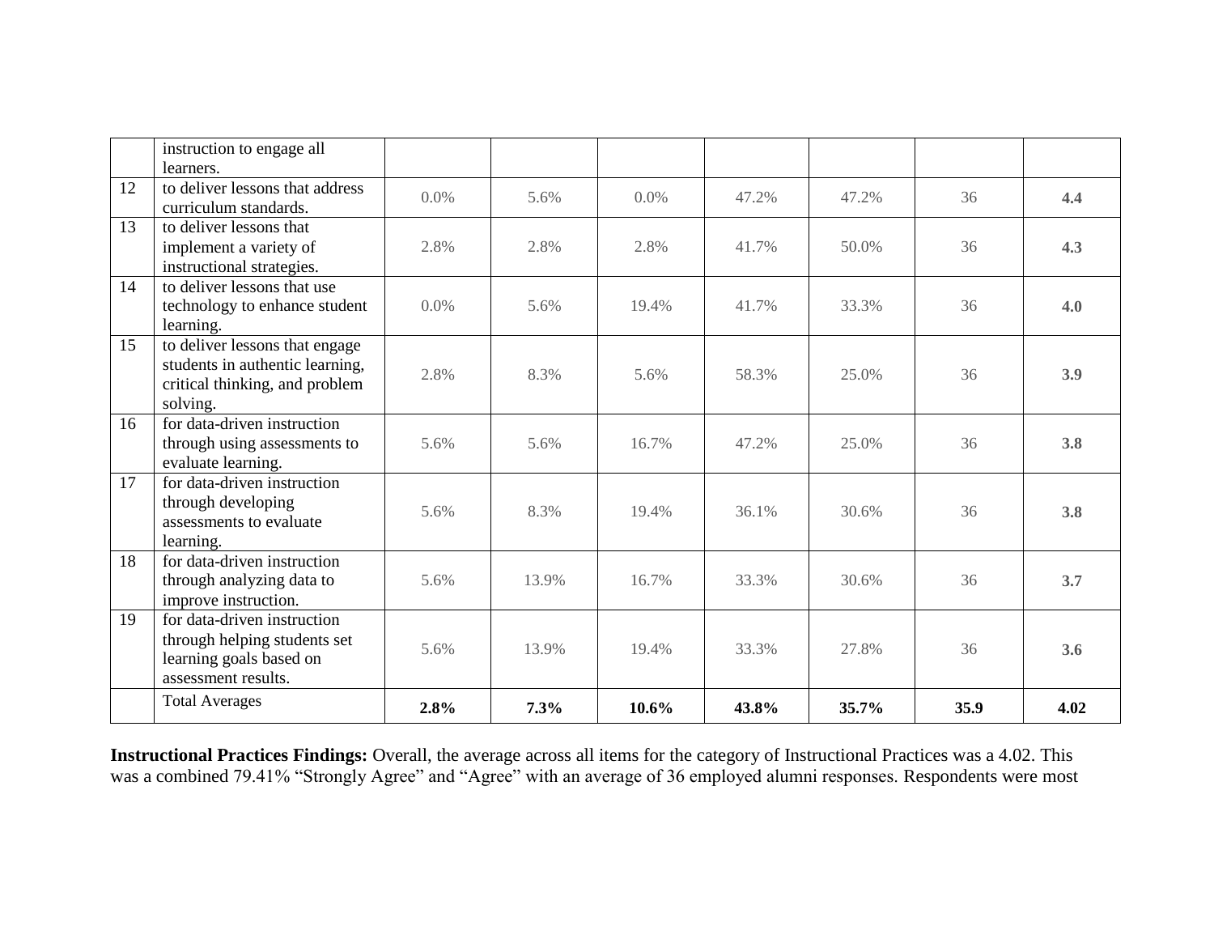|  |  |  |  |  |  |  |  |  |
|---|---|---|---|---|---|---|---|---|
|  | instruction to engage all learners. |  |  |  |  |  |  |  |
| 12 | to deliver lessons that address curriculum standards. | 0.0% | 5.6% | 0.0% | 47.2% | 47.2% | 36 | **4.4** |
| 13 | to deliver lessons that implement a variety of instructional strategies. | 2.8% | 2.8% | 2.8% | 41.7% | 50.0% | 36 | **4.3** |
| 14 | to deliver lessons that use technology to enhance student learning. | 0.0% | 5.6% | 19.4% | 41.7% | 33.3% | 36 | **4.0** |
| 15 | to deliver lessons that engage students in authentic learning, critical thinking, and problem solving. | 2.8% | 8.3% | 5.6% | 58.3% | 25.0% | 36 | **3.9** |
| 16 | for data-driven instruction through using assessments to evaluate learning. | 5.6% | 5.6% | 16.7% | 47.2% | 25.0% | 36 | **3.8** |
| 17 | for data-driven instruction through developing assessments to evaluate learning. | 5.6% | 8.3% | 19.4% | 36.1% | 30.6% | 36 | **3.8** |
| 18 | for data-driven instruction through analyzing data to improve instruction. | 5.6% | 13.9% | 16.7% | 33.3% | 30.6% | 36 | **3.7** |
| 19 | for data-driven instruction through helping students set learning goals based on assessment results. | 5.6% | 13.9% | 19.4% | 33.3% | 27.8% | 36 | **3.6** |
|  | Total Averages | **2.8%** | **7.3%** | **10.6%** | **43.8%** | **35.7%** | **35.9** | **4.02** |

**Instructional Practices Findings:** Overall, the average across all items for the category of Instructional Practices was a 4.02. This was a combined 79.41% "Strongly Agree" and "Agree" with an average of 36 employed alumni responses. Respondents were most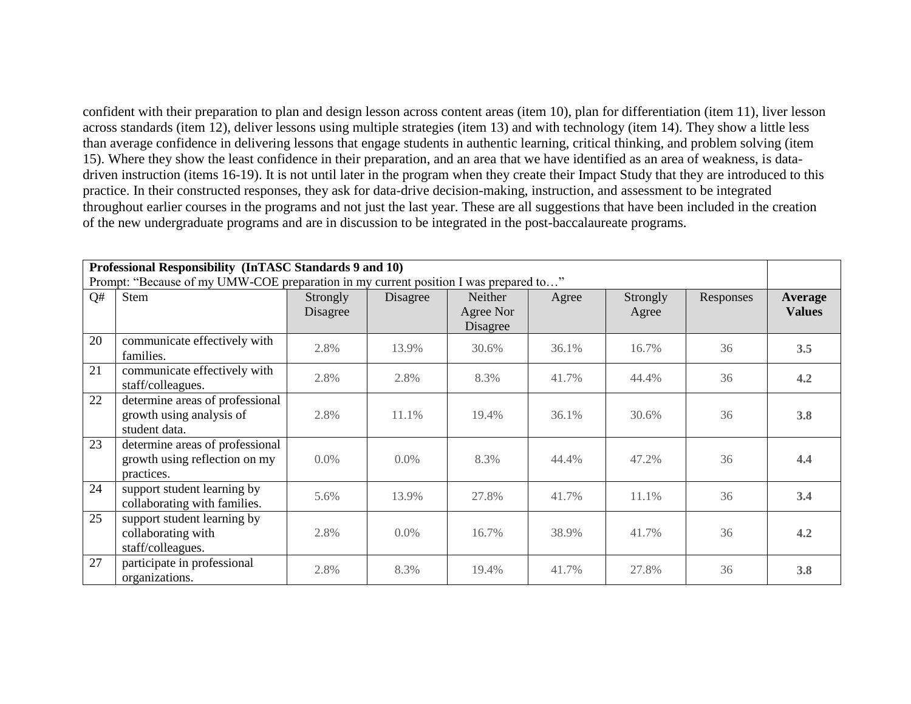confident with their preparation to plan and design lesson across content areas (item 10), plan for differentiation (item 11), liver lesson across standards (item 12), deliver lessons using multiple strategies (item 13) and with technology (item 14). They show a little less than average confidence in delivering lessons that engage students in authentic learning, critical thinking, and problem solving (item 15). Where they show the least confidence in their preparation, and an area that we have identified as an area of weakness, is data-driven instruction (items 16-19). It is not until later in the program when they create their Impact Study that they are introduced to this practice. In their constructed responses, they ask for data-drive decision-making, instruction, and assessment to be integrated throughout earlier courses in the programs and not just the last year. These are all suggestions that have been included in the creation of the new undergraduate programs and are in discussion to be integrated in the post-baccalaureate programs.

| **Professional Responsibility (InTASC Standards 9 and 10)**<br>Prompt: "Because of my UMW-COE preparation in my current position I was prepared to…" | | | | | | | | |
|---|---|---|---|---|---|---|---|---|
| Q# | Stem | Strongly Disagree | Disagree | Neither Agree Nor Disagree | Agree | Strongly Agree | Responses | **Average Values** |
| 20 | communicate effectively with families. | 2.8% | 13.9% | 30.6% | 36.1% | 16.7% | 36 | **3.5** |
| 21 | communicate effectively with staff/colleagues. | 2.8% | 2.8% | 8.3% | 41.7% | 44.4% | 36 | **4.2** |
| 22 | determine areas of professional growth using analysis of student data. | 2.8% | 11.1% | 19.4% | 36.1% | 30.6% | 36 | **3.8** |
| 23 | determine areas of professional growth using reflection on my practices. | 0.0% | 0.0% | 8.3% | 44.4% | 47.2% | 36 | **4.4** |
| 24 | support student learning by collaborating with families. | 5.6% | 13.9% | 27.8% | 41.7% | 11.1% | 36 | **3.4** |
| 25 | support student learning by collaborating with staff/colleagues. | 2.8% | 0.0% | 16.7% | 38.9% | 41.7% | 36 | **4.2** |
| 27 | participate in professional organizations. | 2.8% | 8.3% | 19.4% | 41.7% | 27.8% | 36 | **3.8** |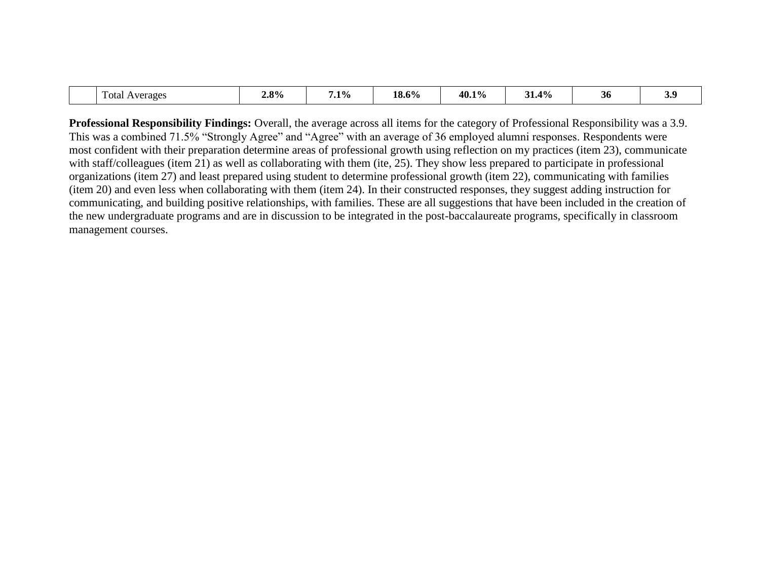| | | | | | | | | |
|---|---|---|---|---|---|---|---|---|
| | Total Averages | **2.8%** | **7.1%** | **18.6%** | **40.1%** | **31.4%** | **36** | **3.9** |

**Professional Responsibility Findings:** Overall, the average across all items for the category of Professional Responsibility was a 3.9. This was a combined 71.5% "Strongly Agree" and "Agree" with an average of 36 employed alumni responses. Respondents were most confident with their preparation determine areas of professional growth using reflection on my practices (item 23), communicate with staff/colleagues (item 21) as well as collaborating with them (ite, 25). They show less prepared to participate in professional organizations (item 27) and least prepared using student to determine professional growth (item 22), communicating with families (item 20) and even less when collaborating with them (item 24). In their constructed responses, they suggest adding instruction for communicating, and building positive relationships, with families. These are all suggestions that have been included in the creation of the new undergraduate programs and are in discussion to be integrated in the post-baccalaureate programs, specifically in classroom management courses.